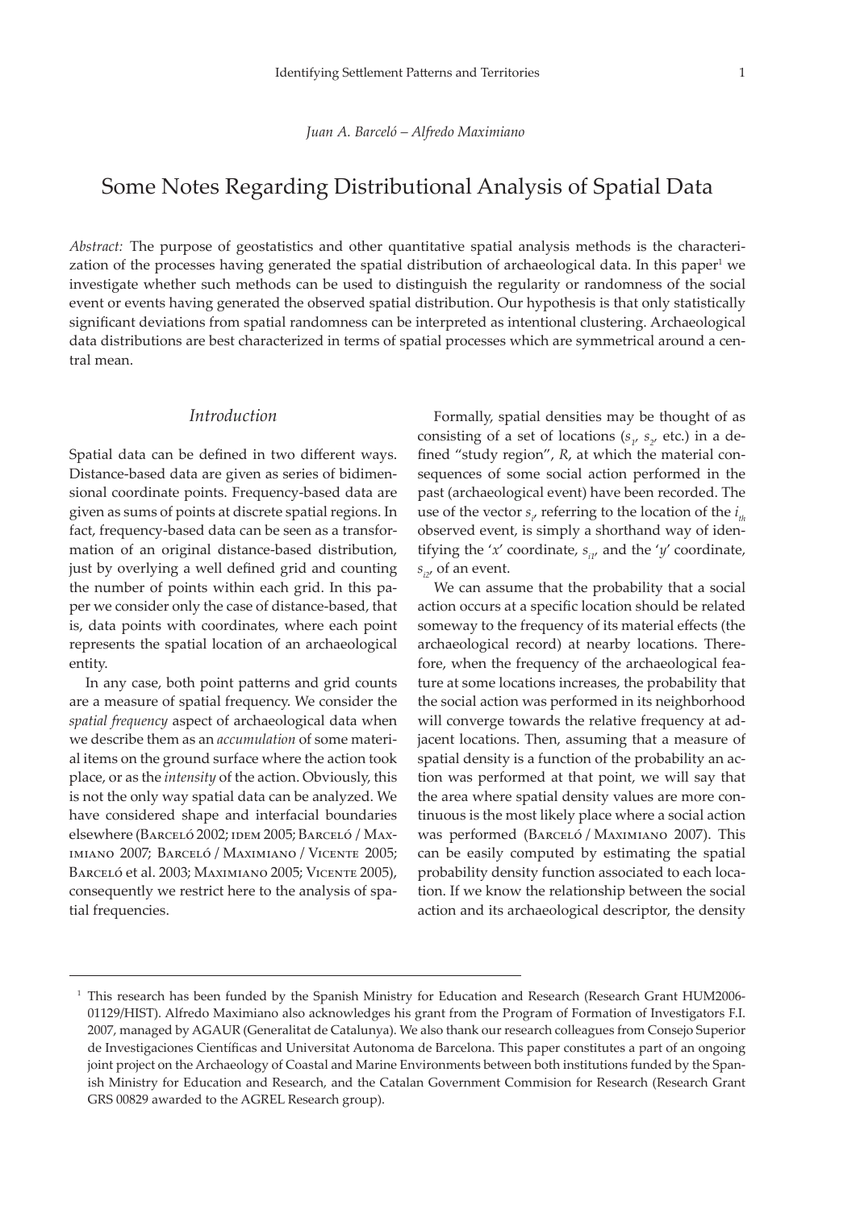*Juan A. Barceló – Alfredo Maximiano*

# Some Notes Regarding Distributional Analysis of Spatial Data

*Abstract:* The purpose of geostatistics and other quantitative spatial analysis methods is the characterization of the processes having generated the spatial distribution of archaeological data. In this paper[1] we investigate whether such methods can be used to distinguish the regularity or randomness of the social event or events having generated the observed spatial distribution. Our hypothesis is that only statistically significant deviations from spatial randomness can be interpreted as intentional clustering. Archaeological data distributions are best characterized in terms of spatial processes which are symmetrical around a central mean.

## *Introduction*

Spatial data can be defined in two different ways. Distance-based data are given as series of bidimensional coordinate points. Frequency-based data are given as sums of points at discrete spatial regions. In fact, frequency-based data can be seen as a transformation of an original distance-based distribution, just by overlying a well defined grid and counting the number of points within each grid. In this paper we consider only the case of distance-based, that is, data points with coordinates, where each point represents the spatial location of an archaeological entity.

In any case, both point patterns and grid counts are a measure of spatial frequency. We consider the *spatial frequency* aspect of archaeological data when we describe them as an *accumulation* of some material items on the ground surface where the action took place, or as the *intensity* of the action. Obviously, this is not the only way spatial data can be analyzed. We have considered shape and interfacial boundaries elsewhere (Barceló 2002; idem 2005; Barceló / Maximiano 2007; Barceló / Maximiano / Vicente 2005; Barceló et al. 2003; Maximiano 2005; Vicente 2005), consequently we restrict here to the analysis of spatial frequencies.

Formally, spatial densities may be thought of as consisting of a set of locations ($s_1$, $s_2$, etc.) in a defined "study region", $R$, at which the material consequences of some social action performed in the past (archaeological event) have been recorded. The use of the vector $s_i$, referring to the location of the $i_{th}$ observed event, is simply a shorthand way of identifying the '$x$' coordinate, $s_{i1}$, and the '$y$' coordinate, $s_{i2}$, of an event.

We can assume that the probability that a social action occurs at a specific location should be related someway to the frequency of its material effects (the archaeological record) at nearby locations. Therefore, when the frequency of the archaeological feature at some locations increases, the probability that the social action was performed in its neighborhood will converge towards the relative frequency at adjacent locations. Then, assuming that a measure of spatial density is a function of the probability an action was performed at that point, we will say that the area where spatial density values are more continuous is the most likely place where a social action was performed (Barceló / Maximiano 2007). This can be easily computed by estimating the spatial probability density function associated to each location. If we know the relationship between the social action and its archaeological descriptor, the density

---

[1] This research has been funded by the Spanish Ministry for Education and Research (Research Grant HUM2006-01129/HIST). Alfredo Maximiano also acknowledges his grant from the Program of Formation of Investigators F.I. 2007, managed by AGAUR (Generalitat de Catalunya). We also thank our research colleagues from Consejo Superior de Investigaciones Científicas and Universitat Autonoma de Barcelona. This paper constitutes a part of an ongoing joint project on the Archaeology of Coastal and Marine Environments between both institutions funded by the Spanish Ministry for Education and Research, and the Catalan Government Commision for Research (Research Grant GRS 00829 awarded to the AGREL Research group).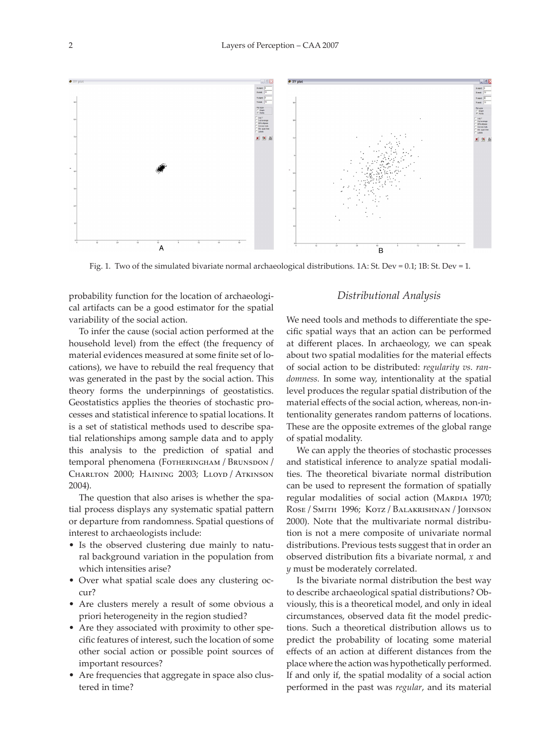A

B

Fig. 1. Two of the simulated bivariate normal archaeological distributions. 1A: St. Dev = 0.1; 1B: St. Dev = 1.

probability function for the location of archaeological artifacts can be a good estimator for the spatial variability of the social action.

To infer the cause (social action performed at the household level) from the effect (the frequency of material evidences measured at some finite set of locations), we have to rebuild the real frequency that was generated in the past by the social action. This theory forms the underpinnings of geostatistics. Geostatistics applies the theories of stochastic processes and statistical inference to spatial locations. It is a set of statistical methods used to describe spatial relationships among sample data and to apply this analysis to the prediction of spatial and temporal phenomena (Fotheringham / Brunsdon / Charlton 2000; Haining 2003; Lloyd / Atkinson 2004).

The question that also arises is whether the spatial process displays any systematic spatial pattern or departure from randomness. Spatial questions of interest to archaeologists include:

- Is the observed clustering due mainly to natural background variation in the population from which intensities arise?
- Over what spatial scale does any clustering occur?
- Are clusters merely a result of some obvious a priori heterogeneity in the region studied?
- Are they associated with proximity to other specific features of interest, such the location of some other social action or possible point sources of important resources?
- Are frequencies that aggregate in space also clustered in time?

## *Distributional Analysis*

We need tools and methods to differentiate the specific spatial ways that an action can be performed at different places. In archaeology, we can speak about two spatial modalities for the material effects of social action to be distributed: *regularity vs. randomness.* In some way, intentionality at the spatial level produces the regular spatial distribution of the material effects of the social action, whereas, non-intentionality generates random patterns of locations. These are the opposite extremes of the global range of spatial modality.

We can apply the theories of stochastic processes and statistical inference to analyze spatial modalities. The theoretical bivariate normal distribution can be used to represent the formation of spatially regular modalities of social action (Mardia 1970; Rose / Smith 1996; Kotz / Balakrishnan / Johnson 2000). Note that the multivariate normal distribution is not a mere composite of univariate normal distributions. Previous tests suggest that in order an observed distribution fits a bivariate normal, $x$ and $y$ must be moderately correlated.

Is the bivariate normal distribution the best way to describe archaeological spatial distributions? Obviously, this is a theoretical model, and only in ideal circumstances, observed data fit the model predictions. Such a theoretical distribution allows us to predict the probability of locating some material effects of an action at different distances from the place where the action was hypothetically performed. If and only if, the spatial modality of a social action performed in the past was *regular*, and its material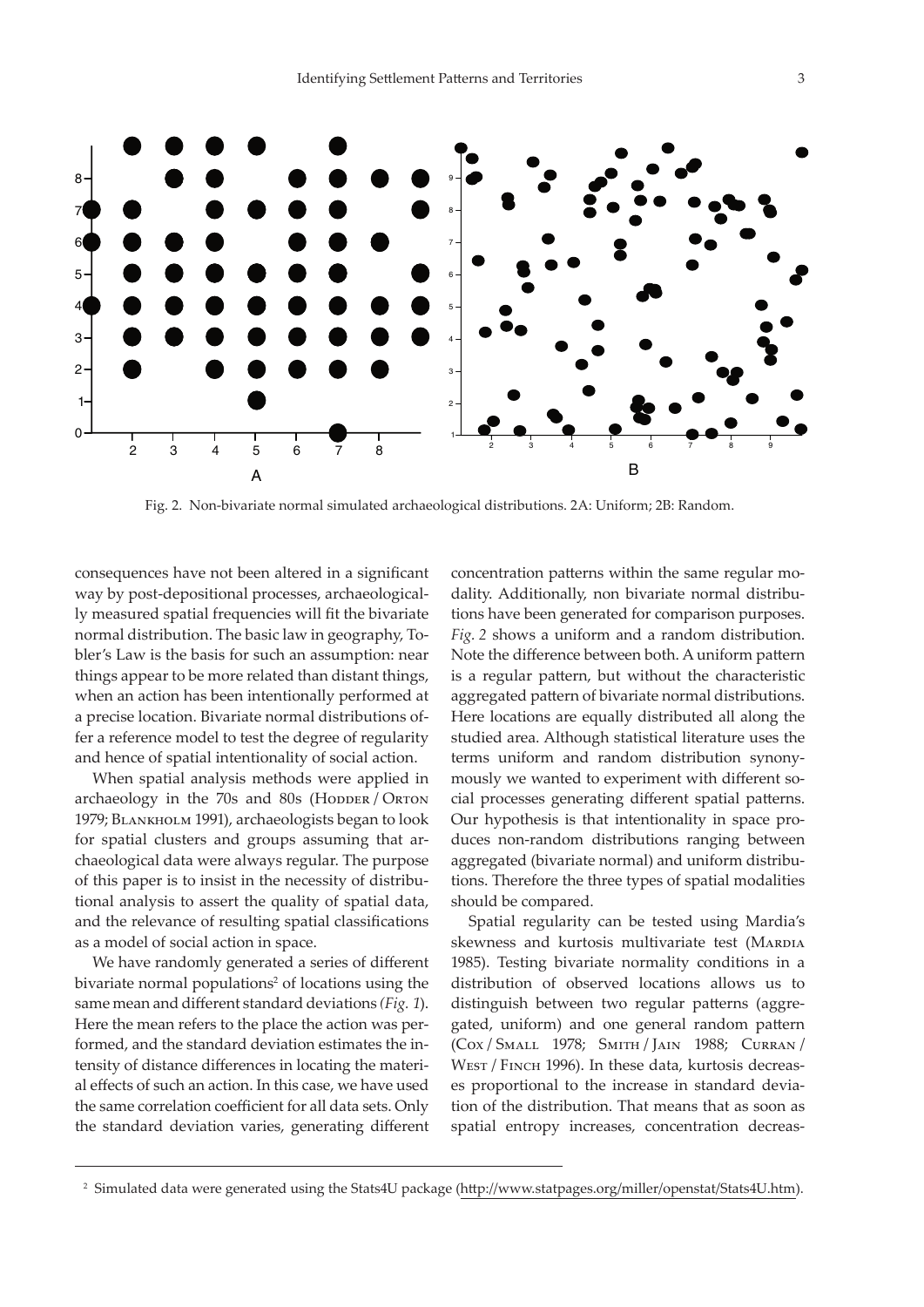A

8
7
6
5
4
3
2
1
0

2 3 4 5 6 7 8

B

9
8
7
6
5
4
3
2
1

2 3 4 5 6 7 8 9

Fig. 2. Non-bivariate normal simulated archaeological distributions. 2A: Uniform; 2B: Random.

consequences have not been altered in a significant way by post-depositional processes, archaeologically measured spatial frequencies will fit the bivariate normal distribution. The basic law in geography, Tobler's Law is the basis for such an assumption: near things appear to be more related than distant things, when an action has been intentionally performed at a precise location. Bivariate normal distributions offer a reference model to test the degree of regularity and hence of spatial intentionality of social action.

When spatial analysis methods were applied in archaeology in the 70s and 80s (Hodder / Orton 1979; Blankholm 1991), archaeologists began to look for spatial clusters and groups assuming that archaeological data were always regular. The purpose of this paper is to insist in the necessity of distributional analysis to assert the quality of spatial data, and the relevance of resulting spatial classifications as a model of social action in space.

We have randomly generated a series of different bivariate normal populations[2] of locations using the same mean and different standard deviations *(Fig. 1)*. Here the mean refers to the place the action was performed, and the standard deviation estimates the intensity of distance differences in locating the material effects of such an action. In this case, we have used the same correlation coefficient for all data sets. Only the standard deviation varies, generating different concentration patterns within the same regular modality. Additionally, non bivariate normal distributions have been generated for comparison purposes. *Fig. 2* shows a uniform and a random distribution. Note the difference between both. A uniform pattern is a regular pattern, but without the characteristic aggregated pattern of bivariate normal distributions. Here locations are equally distributed all along the studied area. Although statistical literature uses the terms uniform and random distribution synonymously we wanted to experiment with different social processes generating different spatial patterns. Our hypothesis is that intentionality in space produces non-random distributions ranging between aggregated (bivariate normal) and uniform distributions. Therefore the three types of spatial modalities should be compared.

Spatial regularity can be tested using Mardia's skewness and kurtosis multivariate test (Mardia 1985). Testing bivariate normality conditions in a distribution of observed locations allows us to distinguish between two regular patterns (aggregated, uniform) and one general random pattern (Cox / Small 1978; Smith / Jain 1988; Curran / West / Finch 1996). In these data, kurtosis decreases proportional to the increase in standard deviation of the distribution. That means that as soon as spatial entropy increases, concentration decreas-

[2] Simulated data were generated using the Stats4U package (http://www.statpages.org/miller/openstat/Stats4U.htm).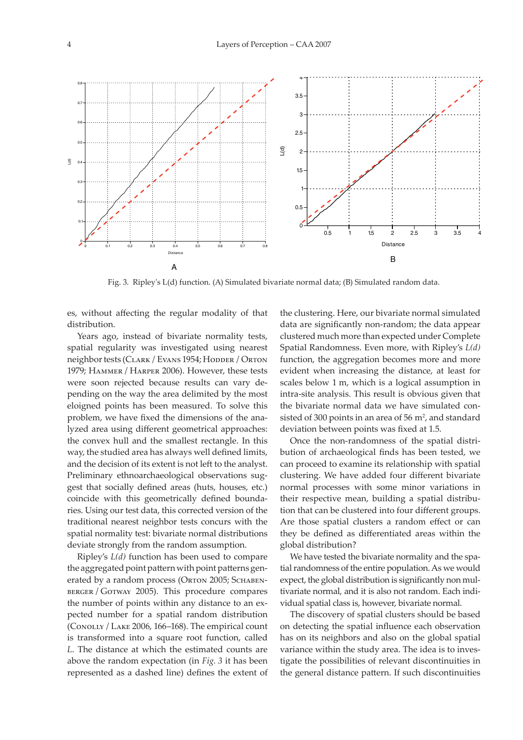L(d)

0.8
0.7
0.6
0.5
0.4
0.3
0.2
0.1
0

0 0.1 0.2 0.3 0.4 0.5 0.6 0.7 0.8

Distance

A

L(d)

4
3.5
3
2.5
2
1.5
1
0.5
0

0.5 1 1.5 2 2.5 3 3.5 4

Distance

B

Fig. 3. Ripley's L(d) function. (A) Simulated bivariate normal data; (B) Simulated random data.

es, without affecting the regular modality of that distribution.

Years ago, instead of bivariate normality tests, spatial regularity was investigated using nearest neighbor tests (Clark / Evans 1954; Hodder / Orton 1979; Hammer / Harper 2006). However, these tests were soon rejected because results can vary depending on the way the area delimited by the most eloigned points has been measured. To solve this problem, we have fixed the dimensions of the analyzed area using different geometrical approaches: the convex hull and the smallest rectangle. In this way, the studied area has always well defined limits, and the decision of its extent is not left to the analyst. Preliminary ethnoarchaeological observations suggest that socially defined areas (huts, houses, etc.) coincide with this geometrically defined boundaries. Using our test data, this corrected version of the traditional nearest neighbor tests concurs with the spatial normality test: bivariate normal distributions deviate strongly from the random assumption.

Ripley's *L(d)* function has been used to compare the aggregated point pattern with point patterns generated by a random process (Orton 2005; Schabenberger / Gotway 2005). This procedure compares the number of points within any distance to an expected number for a spatial random distribution (Conolly / Lake 2006, 166–168). The empirical count is transformed into a square root function, called *L*. The distance at which the estimated counts are above the random expectation (in *Fig. 3* it has been represented as a dashed line) defines the extent of the clustering. Here, our bivariate normal simulated data are significantly non-random; the data appear clustered much more than expected under Complete Spatial Randomness. Even more, with Ripley's *L(d)* function, the aggregation becomes more and more evident when increasing the distance, at least for scales below 1 m, which is a logical assumption in intra-site analysis. This result is obvious given that the bivariate normal data we have simulated consisted of 300 points in an area of 56 $m^2$, and standard deviation between points was fixed at 1.5.

Once the non-randomness of the spatial distribution of archaeological finds has been tested, we can proceed to examine its relationship with spatial clustering. We have added four different bivariate normal processes with some minor variations in their respective mean, building a spatial distribution that can be clustered into four different groups. Are those spatial clusters a random effect or can they be defined as differentiated areas within the global distribution?

We have tested the bivariate normality and the spatial randomness of the entire population. As we would expect, the global distribution is significantly non multivariate normal, and it is also not random. Each individual spatial class is, however, bivariate normal.

The discovery of spatial clusters should be based on detecting the spatial influence each observation has on its neighbors and also on the global spatial variance within the study area. The idea is to investigate the possibilities of relevant discontinuities in the general distance pattern. If such discontinuities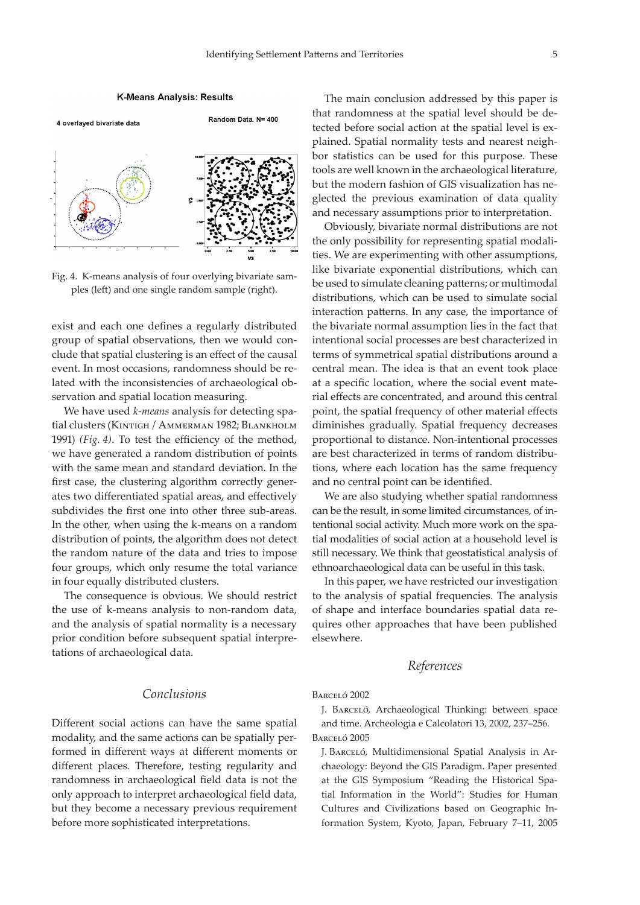K-Means Analysis: Results

4 overlayed bivariate data

Random Data. N= 400

V3

V2

Fig. 4. K-means analysis of four overlying bivariate samples (left) and one single random sample (right).

exist and each one defines a regularly distributed group of spatial observations, then we would conclude that spatial clustering is an effect of the causal event. In most occasions, randomness should be related with the inconsistencies of archaeological observation and spatial location measuring.

We have used *k-means* analysis for detecting spatial clusters (Kintigh / Ammerman 1982; Blankholm 1991) *(Fig. 4)*. To test the efficiency of the method, we have generated a random distribution of points with the same mean and standard deviation. In the first case, the clustering algorithm correctly generates two differentiated spatial areas, and effectively subdivides the first one into other three sub-areas. In the other, when using the k-means on a random distribution of points, the algorithm does not detect the random nature of the data and tries to impose four groups, which only resume the total variance in four equally distributed clusters.

The consequence is obvious. We should restrict the use of k-means analysis to non-random data, and the analysis of spatial normality is a necessary prior condition before subsequent spatial interpretations of archaeological data.

## Conclusions

Different social actions can have the same spatial modality, and the same actions can be spatially performed in different ways at different moments or different places. Therefore, testing regularity and randomness in archaeological field data is not the only approach to interpret archaeological field data, but they become a necessary previous requirement before more sophisticated interpretations.

The main conclusion addressed by this paper is that randomness at the spatial level should be detected before social action at the spatial level is explained. Spatial normality tests and nearest neighbor statistics can be used for this purpose. These tools are well known in the archaeological literature, but the modern fashion of GIS visualization has neglected the previous examination of data quality and necessary assumptions prior to interpretation.

Obviously, bivariate normal distributions are not the only possibility for representing spatial modalities. We are experimenting with other assumptions, like bivariate exponential distributions, which can be used to simulate cleaning patterns; or multimodal distributions, which can be used to simulate social interaction patterns. In any case, the importance of the bivariate normal assumption lies in the fact that intentional social processes are best characterized in terms of symmetrical spatial distributions around a central mean. The idea is that an event took place at a specific location, where the social event material effects are concentrated, and around this central point, the spatial frequency of other material effects diminishes gradually. Spatial frequency decreases proportional to distance. Non-intentional processes are best characterized in terms of random distributions, where each location has the same frequency and no central point can be identified.

We are also studying whether spatial randomness can be the result, in some limited circumstances, of intentional social activity. Much more work on the spatial modalities of social action at a household level is still necessary. We think that geostatistical analysis of ethnoarchaeological data can be useful in this task.

In this paper, we have restricted our investigation to the analysis of spatial frequencies. The analysis of shape and interface boundaries spatial data requires other approaches that have been published elsewhere.

## References

Barceló 2002

J. Barceló, Archaeological Thinking: between space and time. Archeologia e Calcolatori 13, 2002, 237–256.

Barceló 2005

J. Barceló, Multidimensional Spatial Analysis in Archaeology: Beyond the GIS Paradigm. Paper presented at the GIS Symposium "Reading the Historical Spatial Information in the World": Studies for Human Cultures and Civilizations based on Geographic Information System, Kyoto, Japan, February 7–11, 2005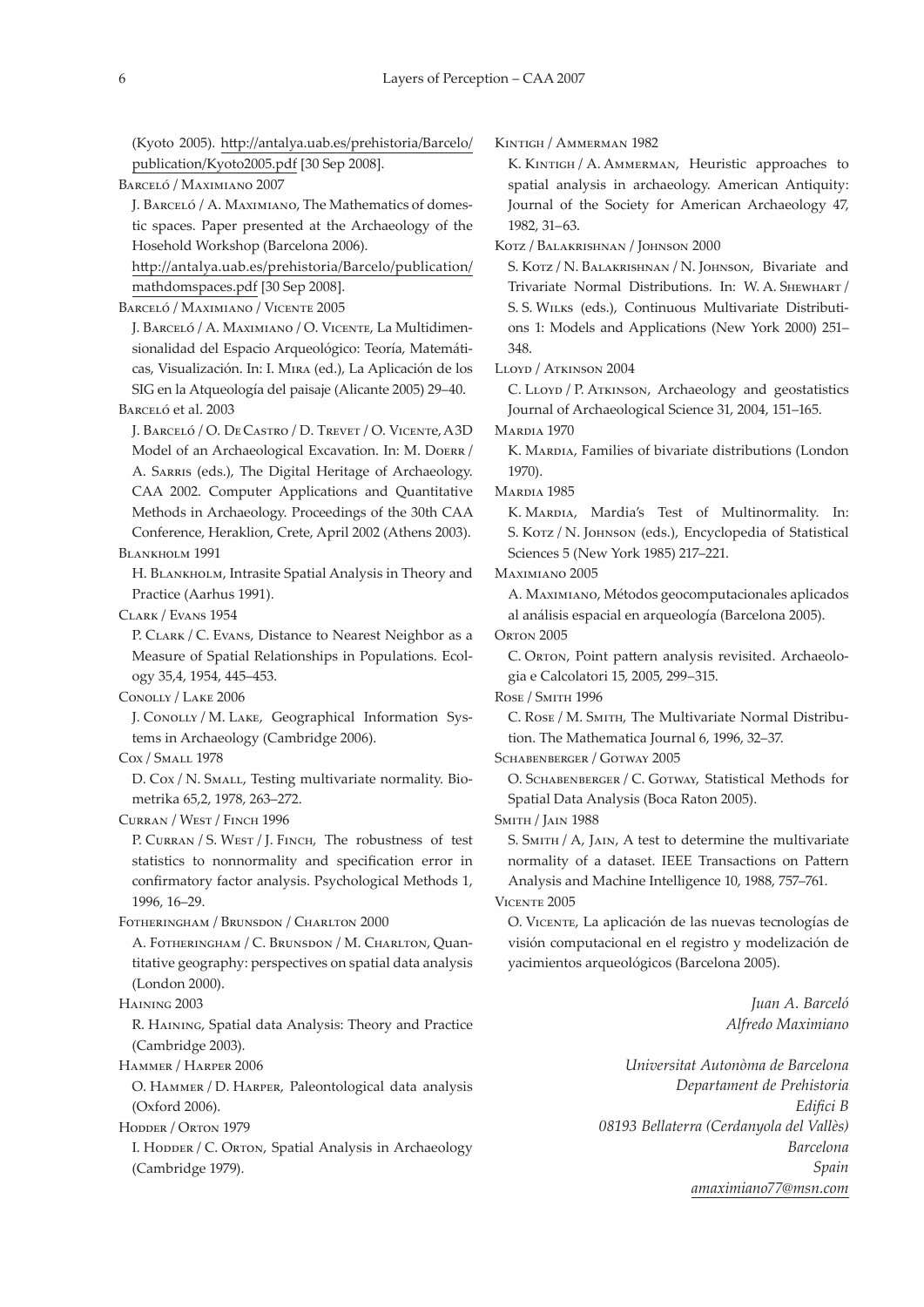(Kyoto 2005). http://antalya.uab.es/prehistoria/Barcelo/publication/Kyoto2005.pdf [30 Sep 2008].

Barceló / Maximiano 2007

J. Barceló / A. Maximiano, The Mathematics of domestic spaces. Paper presented at the Archaeology of the Hosehold Workshop (Barcelona 2006). http://antalya.uab.es/prehistoria/Barcelo/publication/mathdomspaces.pdf [30 Sep 2008].

Barceló / Maximiano / Vicente 2005

J. Barceló / A. Maximiano / O. Vicente, La Multidimensionalidad del Espacio Arqueológico: Teoría, Matemáticas, Visualización. In: I. Mira (ed.), La Aplicación de los SIG en la Atqueología del paisaje (Alicante 2005) 29–40.

Barceló et al. 2003

J. Barceló / O. De Castro / D. Trevet / O. Vicente, A 3D Model of an Archaeological Excavation. In: M. Doerr / A. Sarris (eds.), The Digital Heritage of Archaeology. CAA 2002. Computer Applications and Quantitative Methods in Archaeology. Proceedings of the 30th CAA Conference, Heraklion, Crete, April 2002 (Athens 2003).

Blankholm 1991

H. Blankholm, Intrasite Spatial Analysis in Theory and Practice (Aarhus 1991).

Clark / Evans 1954

P. Clark / C. Evans, Distance to Nearest Neighbor as a Measure of Spatial Relationships in Populations. Ecology 35,4, 1954, 445–453.

Conolly / Lake 2006

J. Conolly / M. Lake, Geographical Information Systems in Archaeology (Cambridge 2006).

Cox / Small 1978

D. Cox / N. Small, Testing multivariate normality. Biometrika 65,2, 1978, 263–272.

Curran / West / Finch 1996

P. Curran / S. West / J. Finch, The robustness of test statistics to nonnormality and specification error in confirmatory factor analysis. Psychological Methods 1, 1996, 16–29.

Fotheringham / Brunsdon / Charlton 2000

A. Fotheringham / C. Brunsdon / M. Charlton, Quantitative geography: perspectives on spatial data analysis (London 2000).

Haining 2003

R. Haining, Spatial data Analysis: Theory and Practice (Cambridge 2003).

Hammer / Harper 2006

O. Hammer / D. Harper, Paleontological data analysis (Oxford 2006).

Hodder / Orton 1979

I. Hodder / C. Orton, Spatial Analysis in Archaeology (Cambridge 1979).

Kintigh / Ammerman 1982

K. Kintigh / A. Ammerman, Heuristic approaches to spatial analysis in archaeology. American Antiquity: Journal of the Society for American Archaeology 47, 1982, 31–63.

Kotz / Balakrishnan / Johnson 2000

S. Kotz / N. Balakrishnan / N. Johnson, Bivariate and Trivariate Normal Distributions. In: W. A. Shewhart / S. S. Wilks (eds.), Continuous Multivariate Distributions 1: Models and Applications (New York 2000) 251–348.

Lloyd / Atkinson 2004

C. Lloyd / P. Atkinson, Archaeology and geostatistics Journal of Archaeological Science 31, 2004, 151–165.

Mardia 1970

K. Mardia, Families of bivariate distributions (London 1970).

Mardia 1985

K. Mardia, Mardia's Test of Multinormality. In: S. Kotz / N. Johnson (eds.), Encyclopedia of Statistical Sciences 5 (New York 1985) 217–221.

Maximiano 2005

A. Maximiano, Métodos geocomputacionales aplicados al análisis espacial en arqueología (Barcelona 2005).

Orton 2005

C. Orton, Point pattern analysis revisited. Archaeologia e Calcolatori 15, 2005, 299–315.

Rose / Smith 1996

C. Rose / M. Smith, The Multivariate Normal Distribution. The Mathematica Journal 6, 1996, 32–37.

Schabenberger / Gotway 2005

O. Schabenberger / C. Gotway, Statistical Methods for Spatial Data Analysis (Boca Raton 2005).

Smith / Jain 1988

S. Smith / A, Jain, A test to determine the multivariate normality of a dataset. IEEE Transactions on Pattern Analysis and Machine Intelligence 10, 1988, 757–761.

Vicente 2005

O. Vicente, La aplicación de las nuevas tecnologías de visión computacional en el registro y modelización de yacimientos arqueológicos (Barcelona 2005).

*Juan A. Barceló*
*Alfredo Maximiano*

*Universitat Autonòma de Barcelona*
*Departament de Prehistoria*
*Edifici B*
*08193 Bellaterra (Cerdanyola del Vallès)*
*Barcelona*
*Spain*
*amaximiano77@msn.com*